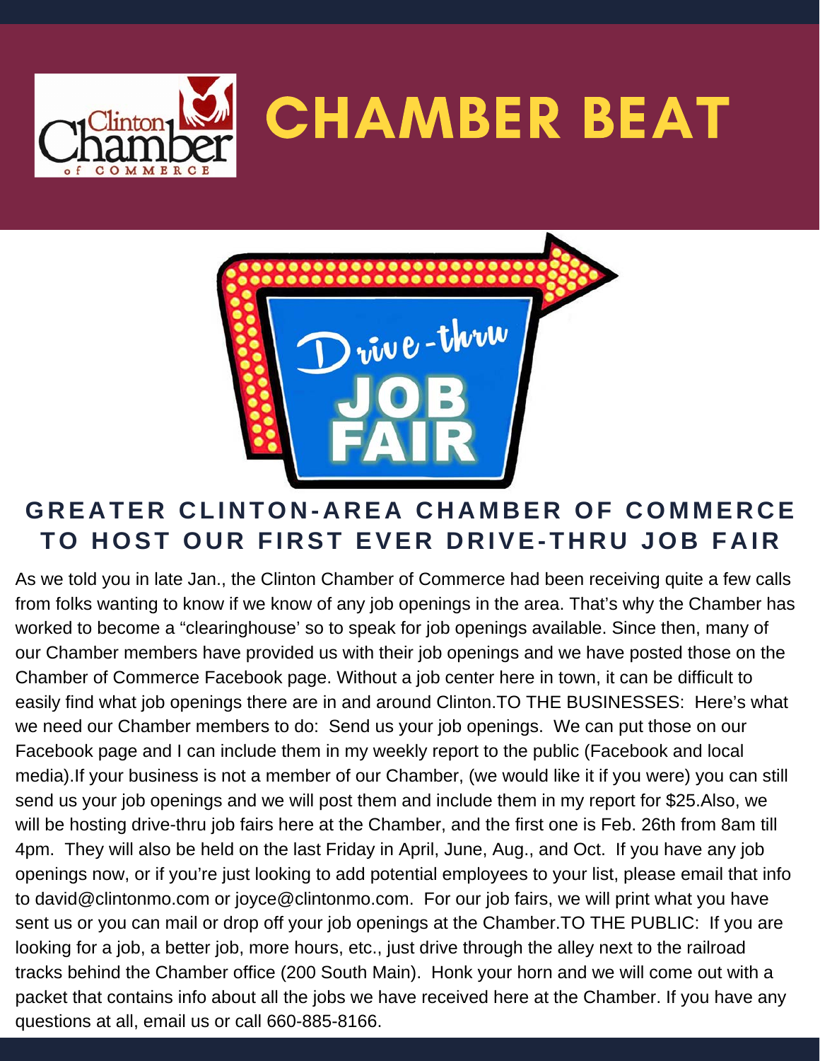# CHAMBER BEAT

## GREATER CLINTON-AREA CHAMBER OF COMMERCE TO HOST OUR FIRST EVER DRIVE-THRU JOB FAIR

As we told you in late Jan., the Clinton Chamber of Commerce had been receiving quite a few calls from folks wanting to know if we know of any job openings in the area. That's why the Chamber has worked to become a "clearinghouse' so to speak for job openings available. Since then, many of our Chamber members have provided us with their job openings and we have posted those on the Chamber of Commerce Facebook page. Without a job center here in town, it can be difficult to easily find what job openings there are in and around Clinton.TO THE BUSINESSES: Here's what we need our Chamber members to do: Send us your job openings. We can put those on our Facebook page and I can include them in my weekly report to the public (Facebook and local media).If your business is not a member of our Chamber, (we would like it if you were) you can still send us your job openings and we will post them and include them in my report for $25.Also, we will be hosting drive-thru job fairs here at the Chamber, and the first one is Feb. 26th from 8am till 4pm. They will also be held on the last Friday in April, June, Aug., and Oct. If you have any job openings now, or if you're just looking to add potential employees to your list, please email that info to david@clintonmo.com or joyce@clintonmo.com. For our job fairs, we will print what you have sent us or you can mail or drop off your job openings at the Chamber.TO THE PUBLIC: If you are looking for a job, a better job, more hours, etc., just drive through the alley next to the railroad tracks behind the Chamber office (200 South Main). Honk your horn and we will come out with a packet that contains info about all the jobs we have received here at the Chamber. If you have any questions at all, email us or call 660-885-8166.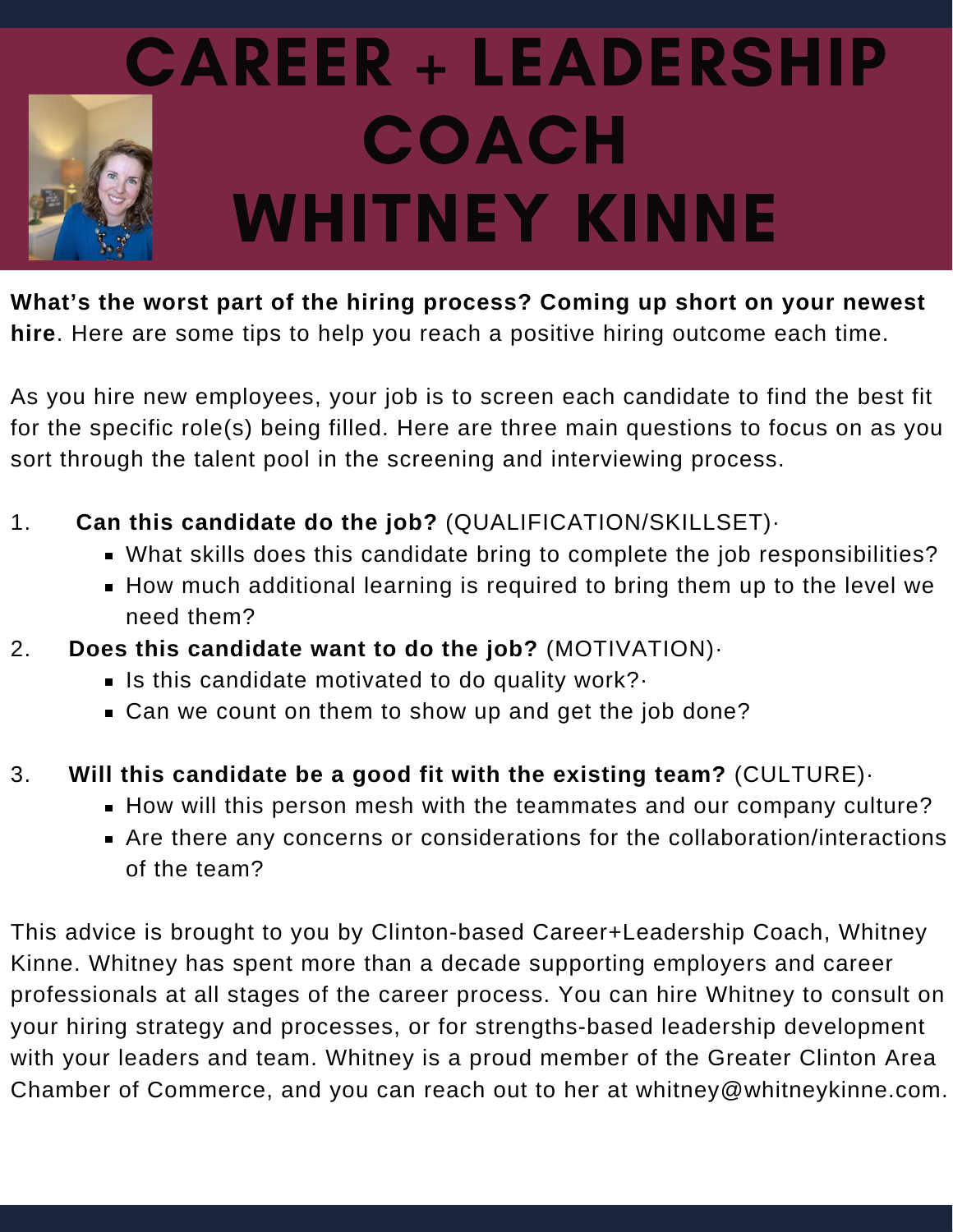# CAREER + LEADERSHIP COACH WHITNEY KINNE

**What's the worst part of the hiring process? Coming up short on your newest hire**. Here are some tips to help you reach a positive hiring outcome each time.

As you hire new employees, your job is to screen each candidate to find the best fit for the specific role(s) being filled. Here are three main questions to focus on as you sort through the talent pool in the screening and interviewing process.

1. **Can this candidate do the job?** (QUALIFICATION/SKILLSET)·
   - What skills does this candidate bring to complete the job responsibilities?
   - How much additional learning is required to bring them up to the level we need them?
2. **Does this candidate want to do the job?** (MOTIVATION)·
   - Is this candidate motivated to do quality work?·
   - Can we count on them to show up and get the job done?
3. **Will this candidate be a good fit with the existing team?** (CULTURE)·
   - How will this person mesh with the teammates and our company culture?
   - Are there any concerns or considerations for the collaboration/interactions of the team?

This advice is brought to you by Clinton-based Career+Leadership Coach, Whitney Kinne. Whitney has spent more than a decade supporting employers and career professionals at all stages of the career process. You can hire Whitney to consult on your hiring strategy and processes, or for strengths-based leadership development with your leaders and team. Whitney is a proud member of the Greater Clinton Area Chamber of Commerce, and you can reach out to her at whitney@whitneykinne.com.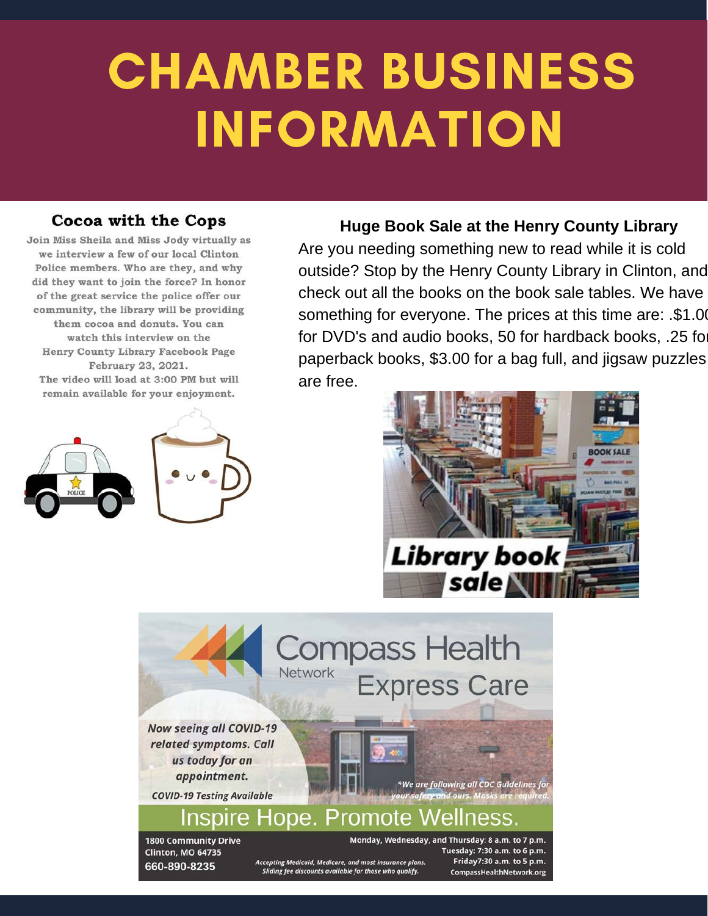# CHAMBER BUSINESS INFORMATION

## Cocoa with the Cops

Join Miss Sheila and Miss Jody virtually as we interview a few of our local Clinton Police members. Who are they, and why did they want to join the force? In honor of the great service the police offer our community, the library will be providing them cocoa and donuts. You can watch this interview on the Henry County Library Facebook Page February 23, 2021.
The video will load at 3:00 PM but will remain available for your enjoyment.

## Huge Book Sale at the Henry County Library

Are you needing something new to read while it is cold outside? Stop by the Henry County Library in Clinton, and check out all the books on the book sale tables. We have something for everyone. The prices at this time are: .$1.00 for DVD's and audio books, 50 for hardback books, .25 for paperback books, $3.00 for a bag full, and jigsaw puzzles are free.

**Library book sale**

## Compass Health Network Express Care

*Now seeing all COVID-19 related symptoms. Call us today for an appointment.*

*COVID-19 Testing Available*

*We are following all CDC Guidelines for your safety and ours. Masks are required.*

**Inspire Hope. Promote Wellness.**

1800 Community Drive
Clinton, MO 64735
660-890-8235

*Accepting Medicaid, Medicare, and most insurance plans. Sliding fee discounts available for those who qualify.*

Monday, Wednesday, and Thursday: 8 a.m. to 7 p.m.
Tuesday: 7:30 a.m. to 6 p.m.
Friday7:30 a.m. to 5 p.m.
CompassHealthNetwork.org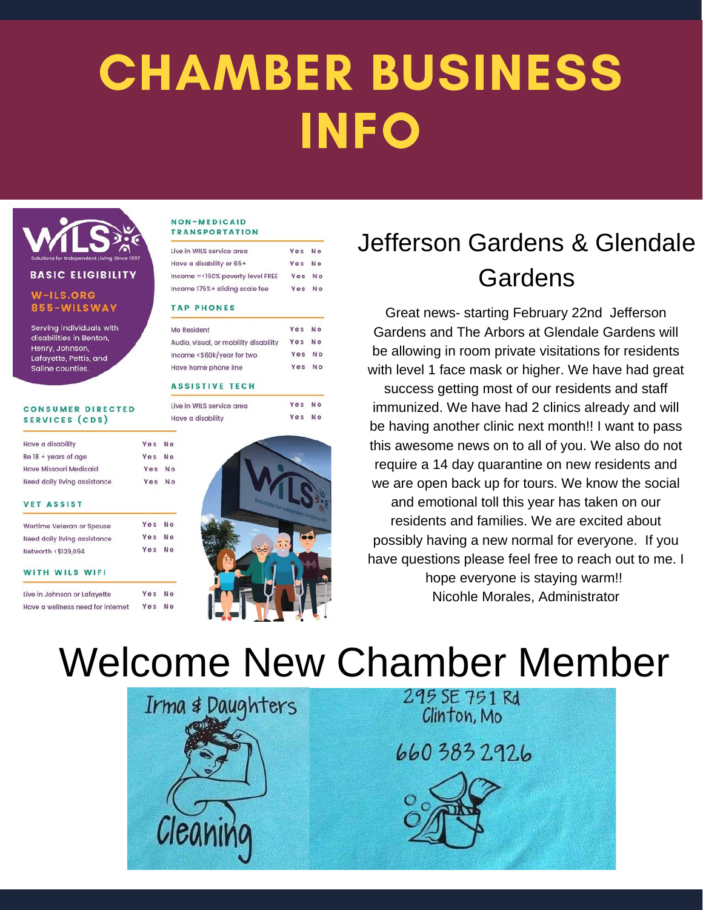# CHAMBER BUSINESS INFO

## WILS
Solutions for Independent Living Since 1997

**BASIC ELIGIBILITY**

**W-ILS.ORG**
**855-WILSWAY**

Serving individuals with disabilities in Benton, Henry, Johnson, Lafayette, Pettis, and Saline counties.

### CONSUMER DIRECTED SERVICES (CDS)

| | | |
|---|---|---|
| Have a disability | Yes | No |
| Be 18 + years of age | Yes | No |
| Have Missouri Medicaid | Yes | No |
| Need daily living assistance | Yes | No |

### VET ASSIST

| | | |
|---|---|---|
| Wartime Veteran or Spouse | Yes | No |
| Need daily living assistance | Yes | No |
| Networth <$129,094 | Yes | No |

### WITH WILS WIFI

| | | |
|---|---|---|
| Live in Johnson or Lafayette | Yes | No |
| Have a wellness need for internet | Yes | No |

### NON-MEDICAID TRANSPORTATION

| | | |
|---|---|---|
| Live in WILS service area | Yes | No |
| Have a disability or 65+ | Yes | No |
| Income =<150% poverty level FREE | Yes | No |
| Income 175%+ sliding scale fee | Yes | No |

### TAP PHONES

| | | |
|---|---|---|
| Mo Resident | Yes | No |
| Audio, visual, or mobility disability | Yes | No |
| Income <$60k/year for two | Yes | No |
| Have home phone line | Yes | No |

### ASSISTIVE TECH

| | | |
|---|---|---|
| Live in WILS service area | Yes | No |
| Have a disability | Yes | No |

## Jefferson Gardens & Glendale Gardens

Great news- starting February 22nd Jefferson Gardens and The Arbors at Glendale Gardens will be allowing in room private visitations for residents with level 1 face mask or higher. We have had great success getting most of our residents and staff immunized. We have had 2 clinics already and will be having another clinic next month!! I want to pass this awesome news on to all of you. We also do not require a 14 day quarantine on new residents and we are open back up for tours. We know the social and emotional toll this year has taken on our residents and families. We are excited about possibly having a new normal for everyone. If you have questions please feel free to reach out to me. I hope everyone is staying warm!!

Nicohle Morales, Administrator

# Welcome New Chamber Member

Irma & Daughters Cleaning

295 SE 751 Rd
Clinton, Mo

660 383 2926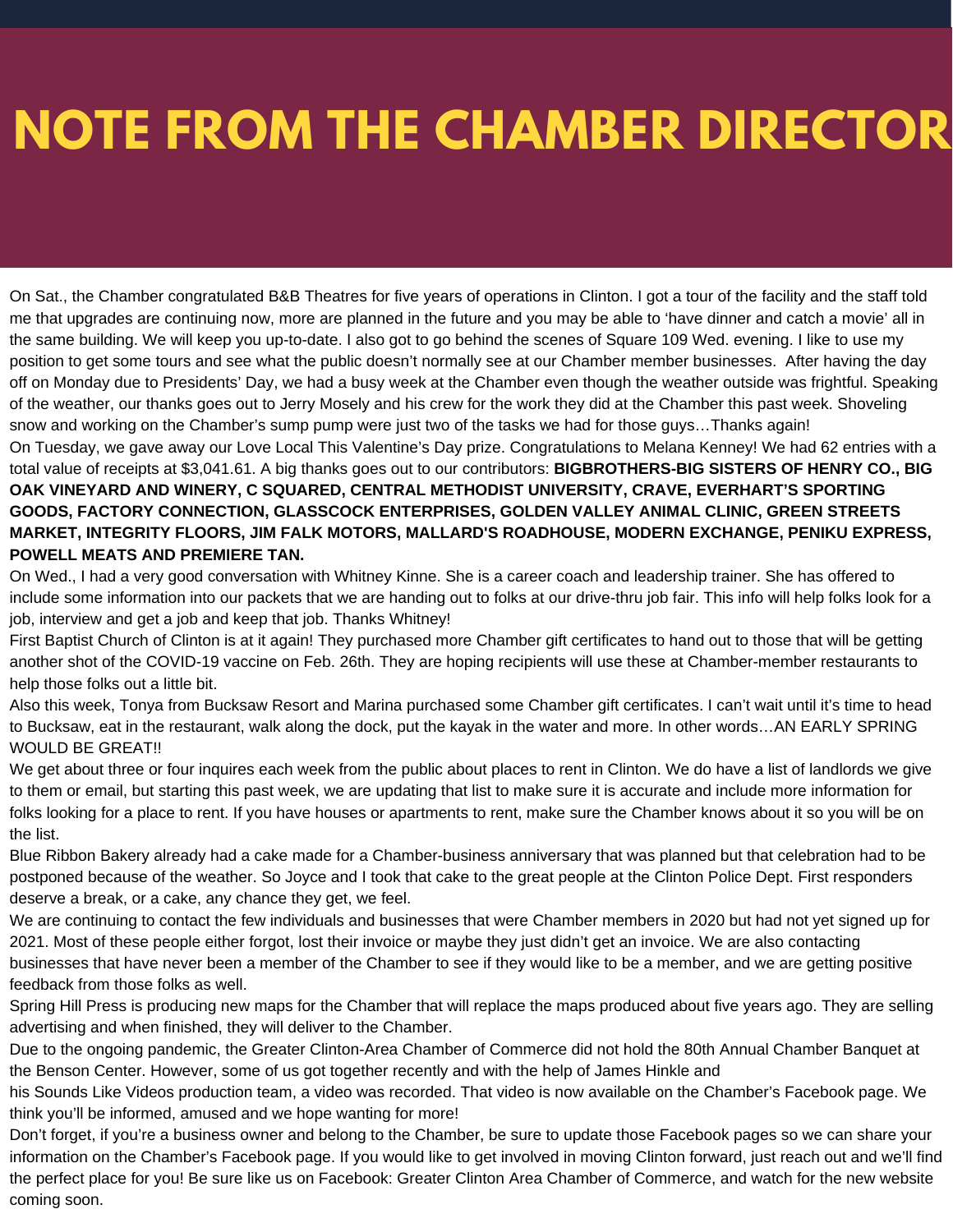# NOTE FROM THE CHAMBER DIRECTOR

On Sat., the Chamber congratulated B&B Theatres for five years of operations in Clinton. I got a tour of the facility and the staff told me that upgrades are continuing now, more are planned in the future and you may be able to 'have dinner and catch a movie' all in the same building. We will keep you up-to-date. I also got to go behind the scenes of Square 109 Wed. evening. I like to use my position to get some tours and see what the public doesn't normally see at our Chamber member businesses. After having the day off on Monday due to Presidents' Day, we had a busy week at the Chamber even though the weather outside was frightful. Speaking of the weather, our thanks goes out to Jerry Mosely and his crew for the work they did at the Chamber this past week. Shoveling snow and working on the Chamber's sump pump were just two of the tasks we had for those guys…Thanks again!

On Tuesday, we gave away our Love Local This Valentine's Day prize. Congratulations to Melana Kenney! We had 62 entries with a total value of receipts at $3,041.61. A big thanks goes out to our contributors: **BIGBROTHERS-BIG SISTERS OF HENRY CO., BIG OAK VINEYARD AND WINERY, C SQUARED, CENTRAL METHODIST UNIVERSITY, CRAVE, EVERHART'S SPORTING GOODS, FACTORY CONNECTION, GLASSCOCK ENTERPRISES, GOLDEN VALLEY ANIMAL CLINIC, GREEN STREETS MARKET, INTEGRITY FLOORS, JIM FALK MOTORS, MALLARD'S ROADHOUSE, MODERN EXCHANGE, PENIKU EXPRESS, POWELL MEATS AND PREMIERE TAN.**

On Wed., I had a very good conversation with Whitney Kinne. She is a career coach and leadership trainer. She has offered to include some information into our packets that we are handing out to folks at our drive-thru job fair. This info will help folks look for a job, interview and get a job and keep that job. Thanks Whitney!

First Baptist Church of Clinton is at it again! They purchased more Chamber gift certificates to hand out to those that will be getting another shot of the COVID-19 vaccine on Feb. 26th. They are hoping recipients will use these at Chamber-member restaurants to help those folks out a little bit.

Also this week, Tonya from Bucksaw Resort and Marina purchased some Chamber gift certificates. I can't wait until it's time to head to Bucksaw, eat in the restaurant, walk along the dock, put the kayak in the water and more. In other words…AN EARLY SPRING WOULD BE GREAT!!

We get about three or four inquires each week from the public about places to rent in Clinton. We do have a list of landlords we give to them or email, but starting this past week, we are updating that list to make sure it is accurate and include more information for folks looking for a place to rent. If you have houses or apartments to rent, make sure the Chamber knows about it so you will be on the list.

Blue Ribbon Bakery already had a cake made for a Chamber-business anniversary that was planned but that celebration had to be postponed because of the weather. So Joyce and I took that cake to the great people at the Clinton Police Dept. First responders deserve a break, or a cake, any chance they get, we feel.

We are continuing to contact the few individuals and businesses that were Chamber members in 2020 but had not yet signed up for 2021. Most of these people either forgot, lost their invoice or maybe they just didn't get an invoice. We are also contacting businesses that have never been a member of the Chamber to see if they would like to be a member, and we are getting positive feedback from those folks as well.

Spring Hill Press is producing new maps for the Chamber that will replace the maps produced about five years ago. They are selling advertising and when finished, they will deliver to the Chamber.

Due to the ongoing pandemic, the Greater Clinton-Area Chamber of Commerce did not hold the 80th Annual Chamber Banquet at the Benson Center. However, some of us got together recently and with the help of James Hinkle and his Sounds Like Videos production team, a video was recorded. That video is now available on the Chamber's Facebook page. We think you'll be informed, amused and we hope wanting for more!

Don't forget, if you're a business owner and belong to the Chamber, be sure to update those Facebook pages so we can share your information on the Chamber's Facebook page. If you would like to get involved in moving Clinton forward, just reach out and we'll find the perfect place for you! Be sure like us on Facebook: Greater Clinton Area Chamber of Commerce, and watch for the new website coming soon.